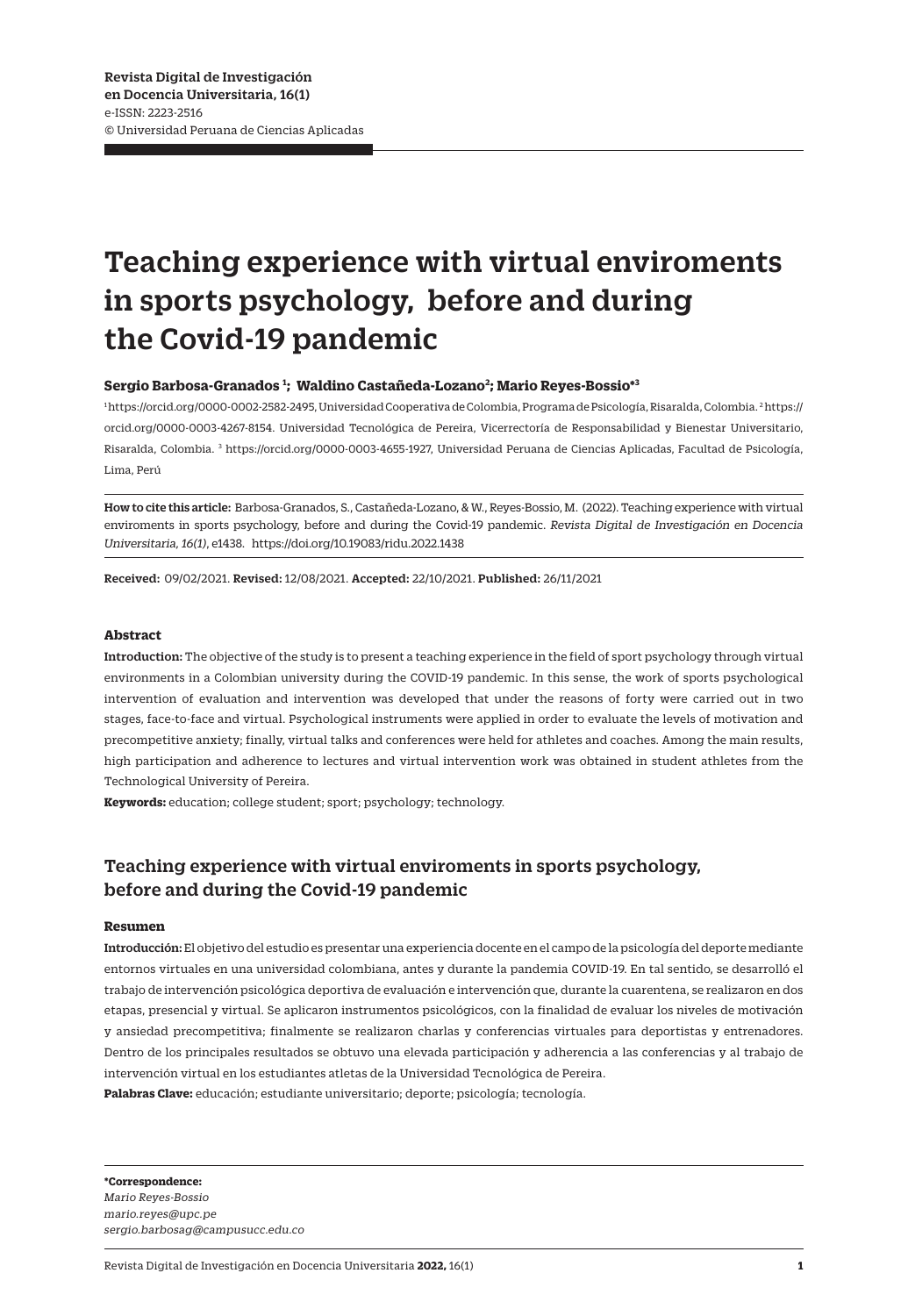Revista Digital de Investigación en Docencia Universitaria, 16(1)
e-ISSN: 2223-2516
© Universidad Peruana de Ciencias Aplicadas

# Teaching experience with virtual enviroments in sports psychology, before and during the Covid-19 pandemic

**Sergio Barbosa-Granados [1]; Waldino Castañeda-Lozano[2]; Mario Reyes-Bossio*[3]**

[1]https://orcid.org/0000-0002-2582-2495, Universidad Cooperativa de Colombia, Programa de Psicología, Risaralda, Colombia. [2]https://orcid.org/0000-0003-4267-8154. Universidad Tecnológica de Pereira, Vicerrectoría de Responsabilidad y Bienestar Universitario, Risaralda, Colombia. [3] https://orcid.org/0000-0003-4655-1927, Universidad Peruana de Ciencias Aplicadas, Facultad de Psicología, Lima, Perú

**How to cite this article:** Barbosa-Granados, S., Castañeda-Lozano, & W., Reyes-Bossio, M. (2022). Teaching experience with virtual enviroments in sports psychology, before and during the Covid-19 pandemic. *Revista Digital de Investigación en Docencia Universitaria, 16(1)*, e1438. https://doi.org/10.19083/ridu.2022.1438

**Received:** 09/02/2021. **Revised:** 12/08/2021. **Accepted:** 22/10/2021. **Published:** 26/11/2021

### Abstract

**Introduction:** The objective of the study is to present a teaching experience in the field of sport psychology through virtual environments in a Colombian university during the COVID-19 pandemic. In this sense, the work of sports psychological intervention of evaluation and intervention was developed that under the reasons of forty were carried out in two stages, face-to-face and virtual. Psychological instruments were applied in order to evaluate the levels of motivation and precompetitive anxiety; finally, virtual talks and conferences were held for athletes and coaches. Among the main results, high participation and adherence to lectures and virtual intervention work was obtained in student athletes from the Technological University of Pereira.

**Keywords:** education; college student; sport; psychology; technology.

## Teaching experience with virtual enviroments in sports psychology, before and during the Covid-19 pandemic

### Resumen

**Introducción:** El objetivo del estudio es presentar una experiencia docente en el campo de la psicología del deporte mediante entornos virtuales en una universidad colombiana, antes y durante la pandemia COVID-19. En tal sentido, se desarrolló el trabajo de intervención psicológica deportiva de evaluación e intervención que, durante la cuarentena, se realizaron en dos etapas, presencial y virtual. Se aplicaron instrumentos psicológicos, con la finalidad de evaluar los niveles de motivación y ansiedad precompetitiva; finalmente se realizaron charlas y conferencias virtuales para deportistas y entrenadores. Dentro de los principales resultados se obtuvo una elevada participación y adherencia a las conferencias y al trabajo de intervención virtual en los estudiantes atletas de la Universidad Tecnológica de Pereira.

**Palabras Clave:** educación; estudiante universitario; deporte; psicología; tecnología.

**\*Correspondence:**
*Mario Reyes-Bossio*
*mario.reyes@upc.pe*
*sergio.barbosag@campusucc.edu.co*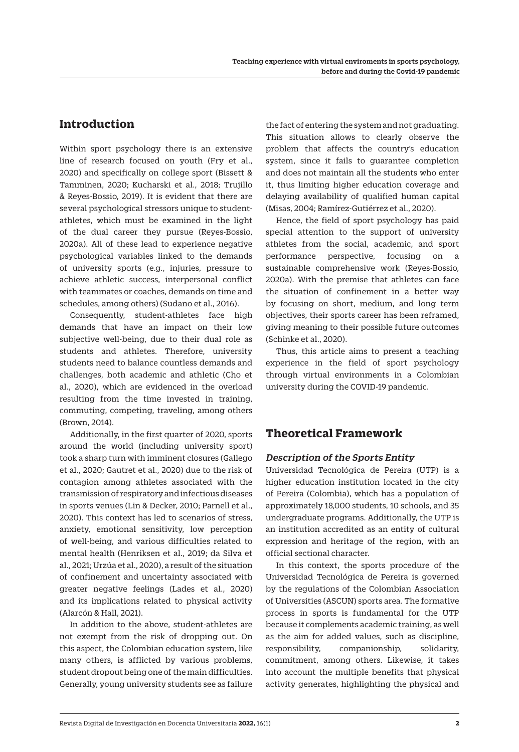## Introduction

Within sport psychology there is an extensive line of research focused on youth (Fry et al., 2020) and specifically on college sport (Bissett & Tamminen, 2020; Kucharski et al., 2018; Trujillo & Reyes-Bossio, 2019). It is evident that there are several psychological stressors unique to student-athletes, which must be examined in the light of the dual career they pursue (Reyes-Bossio, 2020a). All of these lead to experience negative psychological variables linked to the demands of university sports (e.g., injuries, pressure to achieve athletic success, interpersonal conflict with teammates or coaches, demands on time and schedules, among others) (Sudano et al., 2016).

Consequently, student-athletes face high demands that have an impact on their low subjective well-being, due to their dual role as students and athletes. Therefore, university students need to balance countless demands and challenges, both academic and athletic (Cho et al., 2020), which are evidenced in the overload resulting from the time invested in training, commuting, competing, traveling, among others (Brown, 2014).

Additionally, in the first quarter of 2020, sports around the world (including university sport) took a sharp turn with imminent closures (Gallego et al., 2020; Gautret et al., 2020) due to the risk of contagion among athletes associated with the transmission of respiratory and infectious diseases in sports venues (Lin & Decker, 2010; Parnell et al., 2020). This context has led to scenarios of stress, anxiety, emotional sensitivity, low perception of well-being, and various difficulties related to mental health (Henriksen et al., 2019; da Silva et al., 2021; Urzúa et al., 2020), a result of the situation of confinement and uncertainty associated with greater negative feelings (Lades et al., 2020) and its implications related to physical activity (Alarcón & Hall, 2021).

In addition to the above, student-athletes are not exempt from the risk of dropping out. On this aspect, the Colombian education system, like many others, is afflicted by various problems, student dropout being one of the main difficulties. Generally, young university students see as failure the fact of entering the system and not graduating. This situation allows to clearly observe the problem that affects the country's education system, since it fails to guarantee completion and does not maintain all the students who enter it, thus limiting higher education coverage and delaying availability of qualified human capital (Misas, 2004; Ramírez-Gutiérrez et al., 2020).

Hence, the field of sport psychology has paid special attention to the support of university athletes from the social, academic, and sport performance perspective, focusing on a sustainable comprehensive work (Reyes-Bossio, 2020a). With the premise that athletes can face the situation of confinement in a better way by focusing on short, medium, and long term objectives, their sports career has been reframed, giving meaning to their possible future outcomes (Schinke et al., 2020).

Thus, this article aims to present a teaching experience in the field of sport psychology through virtual environments in a Colombian university during the COVID-19 pandemic.

## Theoretical Framework

### *Description of the Sports Entity*

Universidad Tecnológica de Pereira (UTP) is a higher education institution located in the city of Pereira (Colombia), which has a population of approximately 18,000 students, 10 schools, and 35 undergraduate programs. Additionally, the UTP is an institution accredited as an entity of cultural expression and heritage of the region, with an official sectional character.

In this context, the sports procedure of the Universidad Tecnológica de Pereira is governed by the regulations of the Colombian Association of Universities (ASCUN) sports area. The formative process in sports is fundamental for the UTP because it complements academic training, as well as the aim for added values, such as discipline, responsibility, companionship, solidarity, commitment, among others. Likewise, it takes into account the multiple benefits that physical activity generates, highlighting the physical and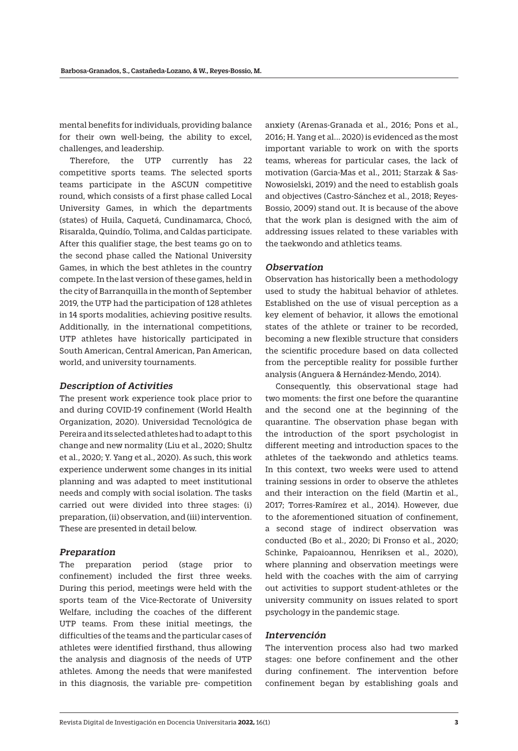mental benefits for individuals, providing balance for their own well-being, the ability to excel, challenges, and leadership.

Therefore, the UTP currently has 22 competitive sports teams. The selected sports teams participate in the ASCUN competitive round, which consists of a first phase called Local University Games, in which the departments (states) of Huila, Caquetá, Cundinamarca, Chocó, Risaralda, Quindío, Tolima, and Caldas participate. After this qualifier stage, the best teams go on to the second phase called the National University Games, in which the best athletes in the country compete. In the last version of these games, held in the city of Barranquilla in the month of September 2019, the UTP had the participation of 128 athletes in 14 sports modalities, achieving positive results. Additionally, in the international competitions, UTP athletes have historically participated in South American, Central American, Pan American, world, and university tournaments.

### *Description of Activities*

The present work experience took place prior to and during COVID-19 confinement (World Health Organization, 2020). Universidad Tecnológica de Pereira and its selected athletes had to adapt to this change and new normality (Liu et al., 2020; Shultz et al., 2020; Y. Yang et al., 2020). As such, this work experience underwent some changes in its initial planning and was adapted to meet institutional needs and comply with social isolation. The tasks carried out were divided into three stages: (i) preparation, (ii) observation, and (iii) intervention. These are presented in detail below.

### *Preparation*

The preparation period (stage prior to confinement) included the first three weeks. During this period, meetings were held with the sports team of the Vice-Rectorate of University Welfare, including the coaches of the different UTP teams. From these initial meetings, the difficulties of the teams and the particular cases of athletes were identified firsthand, thus allowing the analysis and diagnosis of the needs of UTP athletes. Among the needs that were manifested in this diagnosis, the variable pre- competition anxiety (Arenas-Granada et al., 2016; Pons et al., 2016; H. Yang et al... 2020) is evidenced as the most important variable to work on with the sports teams, whereas for particular cases, the lack of motivation (Garcia-Mas et al., 2011; Starzak & Sas-Nowosielski, 2019) and the need to establish goals and objectives (Castro-Sánchez et al., 2018; Reyes-Bossio, 2009) stand out. It is because of the above that the work plan is designed with the aim of addressing issues related to these variables with the taekwondo and athletics teams.

### *Observation*

Observation has historically been a methodology used to study the habitual behavior of athletes. Established on the use of visual perception as a key element of behavior, it allows the emotional states of the athlete or trainer to be recorded, becoming a new flexible structure that considers the scientific procedure based on data collected from the perceptible reality for possible further analysis (Anguera & Hernández-Mendo, 2014).

Consequently, this observational stage had two moments: the first one before the quarantine and the second one at the beginning of the quarantine. The observation phase began with the introduction of the sport psychologist in different meeting and introduction spaces to the athletes of the taekwondo and athletics teams. In this context, two weeks were used to attend training sessions in order to observe the athletes and their interaction on the field (Martin et al., 2017; Torres-Ramírez et al., 2014). However, due to the aforementioned situation of confinement, a second stage of indirect observation was conducted (Bo et al., 2020; Di Fronso et al., 2020; Schinke, Papaioannou, Henriksen et al., 2020), where planning and observation meetings were held with the coaches with the aim of carrying out activities to support student-athletes or the university community on issues related to sport psychology in the pandemic stage.

### *Intervención*

The intervention process also had two marked stages: one before confinement and the other during confinement. The intervention before confinement began by establishing goals and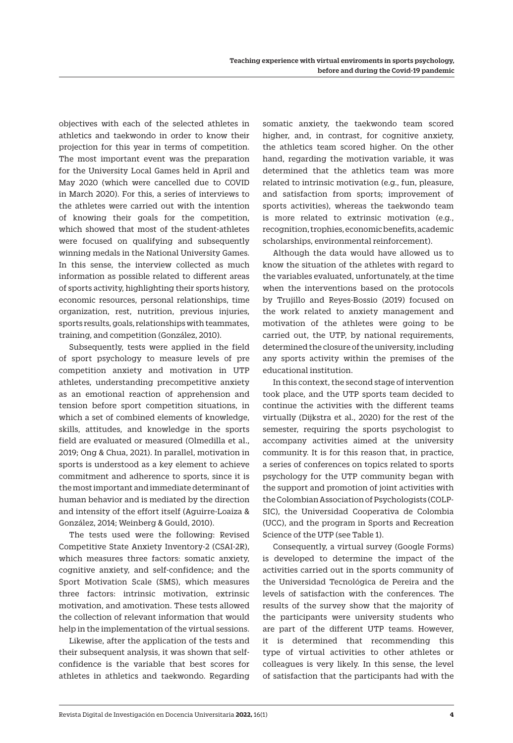objectives with each of the selected athletes in athletics and taekwondo in order to know their projection for this year in terms of competition. The most important event was the preparation for the University Local Games held in April and May 2020 (which were cancelled due to COVID in March 2020). For this, a series of interviews to the athletes were carried out with the intention of knowing their goals for the competition, which showed that most of the student-athletes were focused on qualifying and subsequently winning medals in the National University Games. In this sense, the interview collected as much information as possible related to different areas of sports activity, highlighting their sports history, economic resources, personal relationships, time organization, rest, nutrition, previous injuries, sports results, goals, relationships with teammates, training, and competition (González, 2010).

Subsequently, tests were applied in the field of sport psychology to measure levels of pre competition anxiety and motivation in UTP athletes, understanding precompetitive anxiety as an emotional reaction of apprehension and tension before sport competition situations, in which a set of combined elements of knowledge, skills, attitudes, and knowledge in the sports field are evaluated or measured (Olmedilla et al., 2019; Ong & Chua, 2021). In parallel, motivation in sports is understood as a key element to achieve commitment and adherence to sports, since it is the most important and immediate determinant of human behavior and is mediated by the direction and intensity of the effort itself (Aguirre-Loaiza & González, 2014; Weinberg & Gould, 2010).

The tests used were the following: Revised Competitive State Anxiety Inventory-2 (CSAI-2R), which measures three factors: somatic anxiety, cognitive anxiety, and self-confidence; and the Sport Motivation Scale (SMS), which measures three factors: intrinsic motivation, extrinsic motivation, and amotivation. These tests allowed the collection of relevant information that would help in the implementation of the virtual sessions.

Likewise, after the application of the tests and their subsequent analysis, it was shown that self-confidence is the variable that best scores for athletes in athletics and taekwondo. Regarding somatic anxiety, the taekwondo team scored higher, and, in contrast, for cognitive anxiety, the athletics team scored higher. On the other hand, regarding the motivation variable, it was determined that the athletics team was more related to intrinsic motivation (e.g., fun, pleasure, and satisfaction from sports; improvement of sports activities), whereas the taekwondo team is more related to extrinsic motivation (e.g., recognition, trophies, economic benefits, academic scholarships, environmental reinforcement).

Although the data would have allowed us to know the situation of the athletes with regard to the variables evaluated, unfortunately, at the time when the interventions based on the protocols by Trujillo and Reyes-Bossio (2019) focused on the work related to anxiety management and motivation of the athletes were going to be carried out, the UTP, by national requirements, determined the closure of the university, including any sports activity within the premises of the educational institution.

In this context, the second stage of intervention took place, and the UTP sports team decided to continue the activities with the different teams virtually (Dijkstra et al., 2020) for the rest of the semester, requiring the sports psychologist to accompany activities aimed at the university community. It is for this reason that, in practice, a series of conferences on topics related to sports psychology for the UTP community began with the support and promotion of joint activities with the Colombian Association of Psychologists (COLP-SIC), the Universidad Cooperativa de Colombia (UCC), and the program in Sports and Recreation Science of the UTP (see Table 1).

Consequently, a virtual survey (Google Forms) is developed to determine the impact of the activities carried out in the sports community of the Universidad Tecnológica de Pereira and the levels of satisfaction with the conferences. The results of the survey show that the majority of the participants were university students who are part of the different UTP teams. However, it is determined that recommending this type of virtual activities to other athletes or colleagues is very likely. In this sense, the level of satisfaction that the participants had with the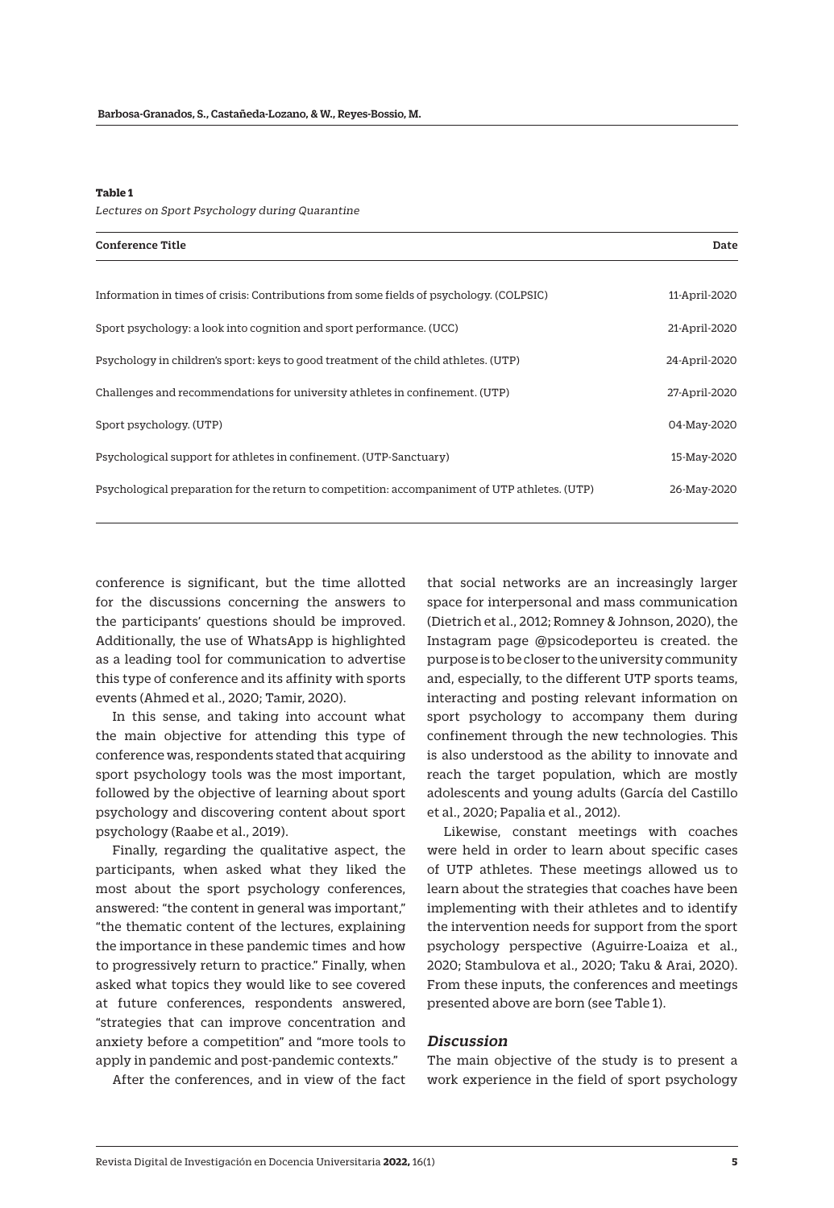**Table 1**

*Lectures on Sport Psychology during Quarantine*

| Conference Title | Date |
| --- | --- |
| Information in times of crisis: Contributions from some fields of psychology. (COLPSIC) | 11-April-2020 |
| Sport psychology: a look into cognition and sport performance. (UCC) | 21-April-2020 |
| Psychology in children's sport: keys to good treatment of the child athletes. (UTP) | 24-April-2020 |
| Challenges and recommendations for university athletes in confinement. (UTP) | 27-April-2020 |
| Sport psychology. (UTP) | 04-May-2020 |
| Psychological support for athletes in confinement. (UTP-Sanctuary) | 15-May-2020 |
| Psychological preparation for the return to competition: accompaniment of UTP athletes. (UTP) | 26-May-2020 |

conference is significant, but the time allotted for the discussions concerning the answers to the participants' questions should be improved. Additionally, the use of WhatsApp is highlighted as a leading tool for communication to advertise this type of conference and its affinity with sports events (Ahmed et al., 2020; Tamir, 2020).

In this sense, and taking into account what the main objective for attending this type of conference was, respondents stated that acquiring sport psychology tools was the most important, followed by the objective of learning about sport psychology and discovering content about sport psychology (Raabe et al., 2019).

Finally, regarding the qualitative aspect, the participants, when asked what they liked the most about the sport psychology conferences, answered: "the content in general was important," "the thematic content of the lectures, explaining the importance in these pandemic times and how to progressively return to practice." Finally, when asked what topics they would like to see covered at future conferences, respondents answered, "strategies that can improve concentration and anxiety before a competition" and "more tools to apply in pandemic and post-pandemic contexts."

After the conferences, and in view of the fact that social networks are an increasingly larger space for interpersonal and mass communication (Dietrich et al., 2012; Romney & Johnson, 2020), the Instagram page @psicodeporteu is created. the purpose is to be closer to the university community and, especially, to the different UTP sports teams, interacting and posting relevant information on sport psychology to accompany them during confinement through the new technologies. This is also understood as the ability to innovate and reach the target population, which are mostly adolescents and young adults (García del Castillo et al., 2020; Papalia et al., 2012).

Likewise, constant meetings with coaches were held in order to learn about specific cases of UTP athletes. These meetings allowed us to learn about the strategies that coaches have been implementing with their athletes and to identify the intervention needs for support from the sport psychology perspective (Aguirre-Loaiza et al., 2020; Stambulova et al., 2020; Taku & Arai, 2020). From these inputs, the conferences and meetings presented above are born (see Table 1).

### *Discussion*

The main objective of the study is to present a work experience in the field of sport psychology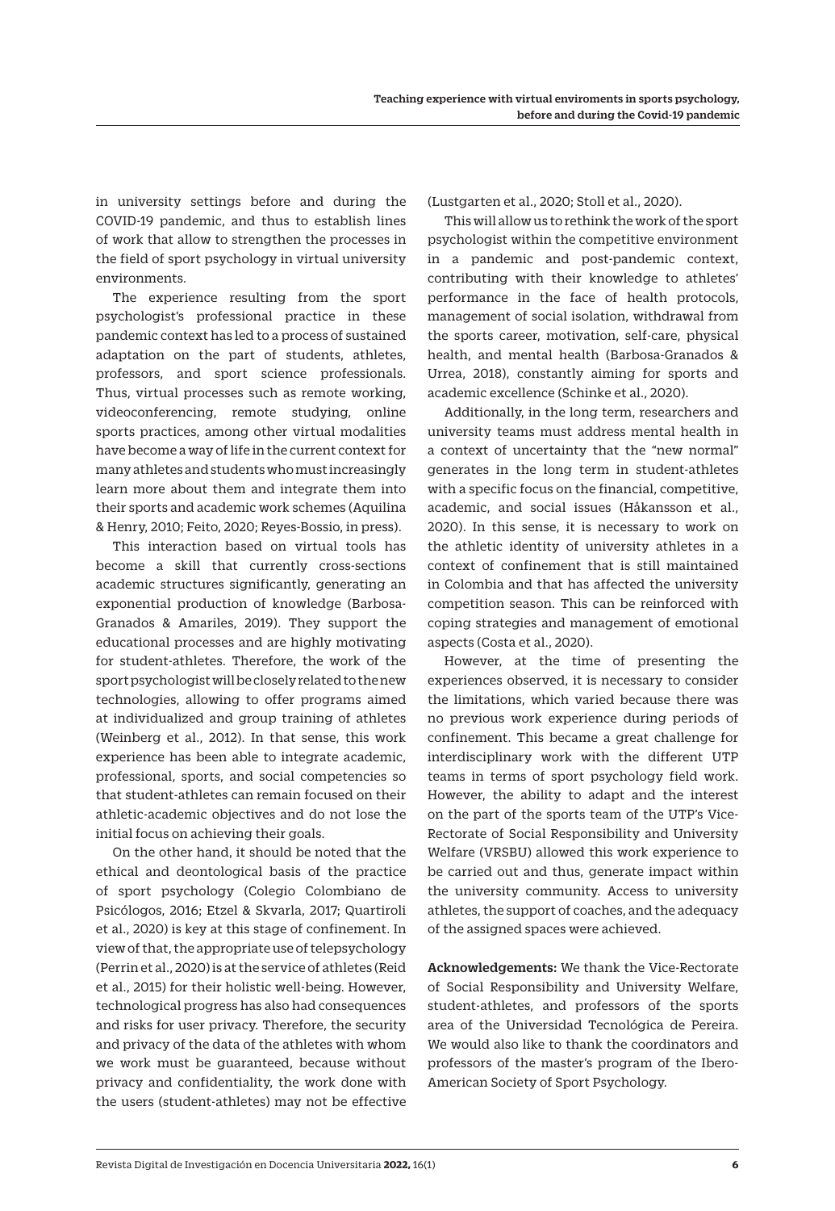in university settings before and during the COVID-19 pandemic, and thus to establish lines of work that allow to strengthen the processes in the field of sport psychology in virtual university environments.

The experience resulting from the sport psychologist's professional practice in these pandemic context has led to a process of sustained adaptation on the part of students, athletes, professors, and sport science professionals. Thus, virtual processes such as remote working, videoconferencing, remote studying, online sports practices, among other virtual modalities have become a way of life in the current context for many athletes and students who must increasingly learn more about them and integrate them into their sports and academic work schemes (Aquilina & Henry, 2010; Feito, 2020; Reyes-Bossio, in press).

This interaction based on virtual tools has become a skill that currently cross-sections academic structures significantly, generating an exponential production of knowledge (Barbosa-Granados & Amariles, 2019). They support the educational processes and are highly motivating for student-athletes. Therefore, the work of the sport psychologist will be closely related to the new technologies, allowing to offer programs aimed at individualized and group training of athletes (Weinberg et al., 2012). In that sense, this work experience has been able to integrate academic, professional, sports, and social competencies so that student-athletes can remain focused on their athletic-academic objectives and do not lose the initial focus on achieving their goals.

On the other hand, it should be noted that the ethical and deontological basis of the practice of sport psychology (Colegio Colombiano de Psicólogos, 2016; Etzel & Skvarla, 2017; Quartiroli et al., 2020) is key at this stage of confinement. In view of that, the appropriate use of telepsychology (Perrin et al., 2020) is at the service of athletes (Reid et al., 2015) for their holistic well-being. However, technological progress has also had consequences and risks for user privacy. Therefore, the security and privacy of the data of the athletes with whom we work must be guaranteed, because without privacy and confidentiality, the work done with the users (student-athletes) may not be effective (Lustgarten et al., 2020; Stoll et al., 2020).

This will allow us to rethink the work of the sport psychologist within the competitive environment in a pandemic and post-pandemic context, contributing with their knowledge to athletes' performance in the face of health protocols, management of social isolation, withdrawal from the sports career, motivation, self-care, physical health, and mental health (Barbosa-Granados & Urrea, 2018), constantly aiming for sports and academic excellence (Schinke et al., 2020).

Additionally, in the long term, researchers and university teams must address mental health in a context of uncertainty that the "new normal" generates in the long term in student-athletes with a specific focus on the financial, competitive, academic, and social issues (Håkansson et al., 2020). In this sense, it is necessary to work on the athletic identity of university athletes in a context of confinement that is still maintained in Colombia and that has affected the university competition season. This can be reinforced with coping strategies and management of emotional aspects (Costa et al., 2020).

However, at the time of presenting the experiences observed, it is necessary to consider the limitations, which varied because there was no previous work experience during periods of confinement. This became a great challenge for interdisciplinary work with the different UTP teams in terms of sport psychology field work. However, the ability to adapt and the interest on the part of the sports team of the UTP's Vice-Rectorate of Social Responsibility and University Welfare (VRSBU) allowed this work experience to be carried out and thus, generate impact within the university community. Access to university athletes, the support of coaches, and the adequacy of the assigned spaces were achieved.

**Acknowledgements:** We thank the Vice-Rectorate of Social Responsibility and University Welfare, student-athletes, and professors of the sports area of the Universidad Tecnológica de Pereira. We would also like to thank the coordinators and professors of the master's program of the Ibero-American Society of Sport Psychology.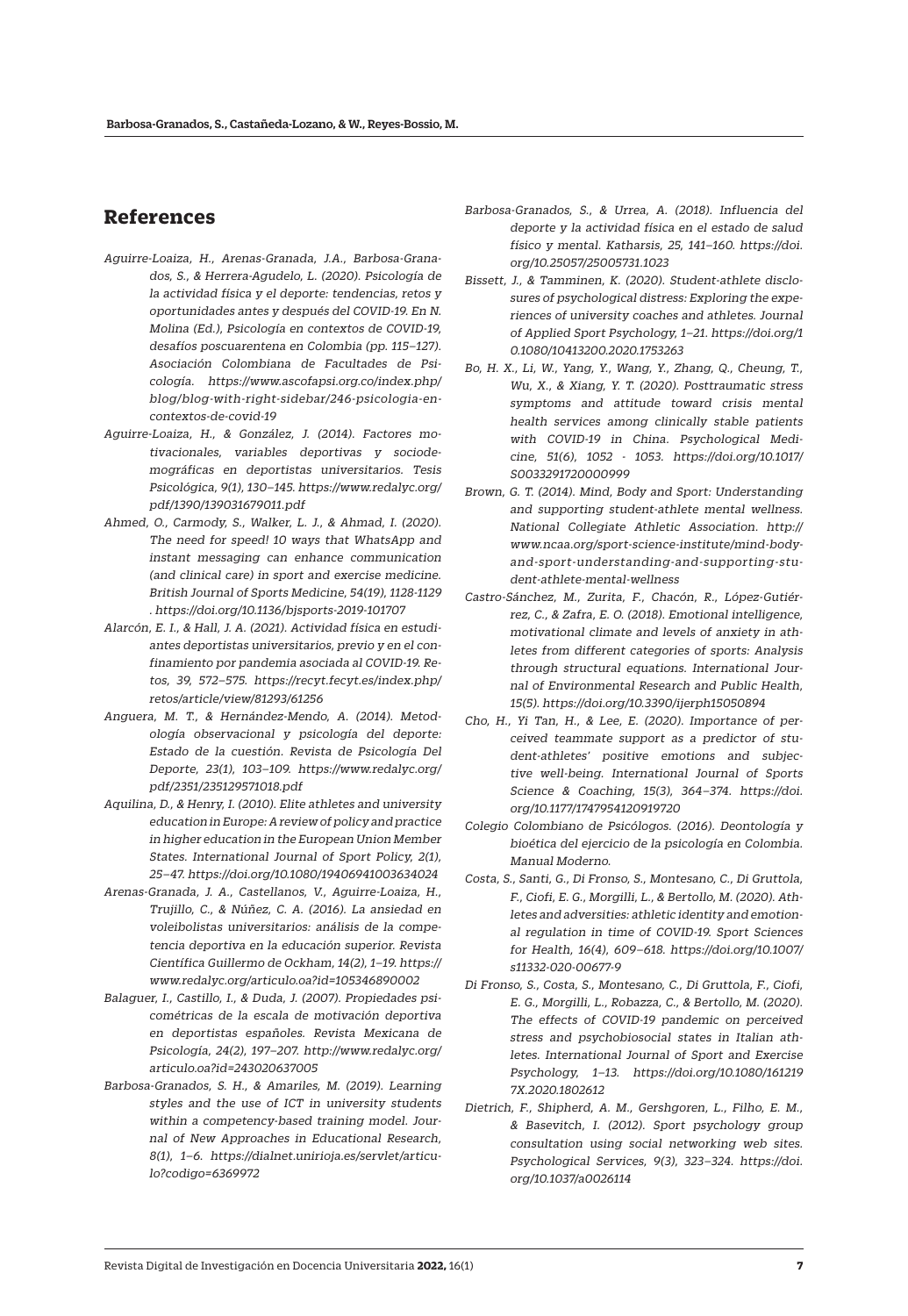## References

*Aguirre-Loaiza, H., Arenas-Granada, J.A., Barbosa-Granados, S., & Herrera-Agudelo, L. (2020). Psicología de la actividad física y el deporte: tendencias, retos y oportunidades antes y después del COVID-19. En N. Molina (Ed.), Psicología en contextos de COVID-19, desafíos poscuarentena en Colombia (pp. 115–127). Asociación Colombiana de Facultades de Psicología. https://www.ascofapsi.org.co/index.php/blog/blog-with-right-sidebar/246-psicologia-en-contextos-de-covid-19*

*Aguirre-Loaiza, H., & González, J. (2014). Factores motivacionales, variables deportivas y sociodemográficas en deportistas universitarios. Tesis Psicológica, 9(1), 130–145. https://www.redalyc.org/pdf/1390/139031679011.pdf*

*Ahmed, O., Carmody, S., Walker, L. J., & Ahmad, I. (2020). The need for speed! 10 ways that WhatsApp and instant messaging can enhance communication (and clinical care) in sport and exercise medicine. British Journal of Sports Medicine, 54(19), 1128-1129 . https://doi.org/10.1136/bjsports-2019-101707*

*Alarcón, E. I., & Hall, J. A. (2021). Actividad física en estudiantes deportistas universitarios, previo y en el confinamiento por pandemia asociada al COVID-19. Retos, 39, 572–575. https://recyt.fecyt.es/index.php/retos/article/view/81293/61256*

*Anguera, M. T., & Hernández-Mendo, A. (2014). Metodología observacional y psicología del deporte: Estado de la cuestión. Revista de Psicología Del Deporte, 23(1), 103–109. https://www.redalyc.org/pdf/2351/235129571018.pdf*

*Aquilina, D., & Henry, I. (2010). Elite athletes and university education in Europe: A review of policy and practice in higher education in the European Union Member States. International Journal of Sport Policy, 2(1), 25–47. https://doi.org/10.1080/19406941003634024*

*Arenas-Granada, J. A., Castellanos, V., Aguirre-Loaiza, H., Trujillo, C., & Núñez, C. A. (2016). La ansiedad en voleibolistas universitarios: análisis de la competencia deportiva en la educación superior. Revista Científica Guillermo de Ockham, 14(2), 1–19. https://www.redalyc.org/articulo.oa?id=105346890002*

*Balaguer, I., Castillo, I., & Duda, J. (2007). Propiedades psicométricas de la escala de motivación deportiva en deportistas españoles. Revista Mexicana de Psicología, 24(2), 197–207. http://www.redalyc.org/articulo.oa?id=243020637005*

*Barbosa-Granados, S. H., & Amariles, M. (2019). Learning styles and the use of ICT in university students within a competency-based training model. Journal of New Approaches in Educational Research, 8(1), 1–6. https://dialnet.unirioja.es/servlet/articulo?codigo=6369972*

*Barbosa-Granados, S., & Urrea, A. (2018). Influencia del deporte y la actividad física en el estado de salud físico y mental. Katharsis, 25, 141–160. https://doi.org/10.25057/25005731.1023*

*Bissett, J., & Tamminen, K. (2020). Student-athlete disclosures of psychological distress: Exploring the experiences of university coaches and athletes. Journal of Applied Sport Psychology, 1–21. https://doi.org/10.1080/10413200.2020.1753263*

*Bo, H. X., Li, W., Yang, Y., Wang, Y., Zhang, Q., Cheung, T., Wu, X., & Xiang, Y. T. (2020). Posttraumatic stress symptoms and attitude toward crisis mental health services among clinically stable patients with COVID-19 in China. Psychological Medicine, 51(6), 1052 - 1053. https://doi.org/10.1017/S0033291720000999*

*Brown, G. T. (2014). Mind, Body and Sport: Understanding and supporting student-athlete mental wellness. National Collegiate Athletic Association. http://www.ncaa.org/sport-science-institute/mind-body-and-sport-understanding-and-supporting-student-athlete-mental-wellness*

*Castro-Sánchez, M., Zurita, F., Chacón, R., López-Gutiérrez, C., & Zafra, E. O. (2018). Emotional intelligence, motivational climate and levels of anxiety in athletes from different categories of sports: Analysis through structural equations. International Journal of Environmental Research and Public Health, 15(5). https://doi.org/10.3390/ijerph15050894*

*Cho, H., Yi Tan, H., & Lee, E. (2020). Importance of perceived teammate support as a predictor of student-athletes' positive emotions and subjective well-being. International Journal of Sports Science & Coaching, 15(3), 364–374. https://doi.org/10.1177/1747954120919720*

*Colegio Colombiano de Psicólogos. (2016). Deontología y bioética del ejercicio de la psicología en Colombia. Manual Moderno.*

*Costa, S., Santi, G., Di Fronso, S., Montesano, C., Di Gruttola, F., Ciofi, E. G., Morgilli, L., & Bertollo, M. (2020). Athletes and adversities: athletic identity and emotional regulation in time of COVID-19. Sport Sciences for Health, 16(4), 609–618. https://doi.org/10.1007/s11332-020-00677-9*

*Di Fronso, S., Costa, S., Montesano, C., Di Gruttola, F., Ciofi, E. G., Morgilli, L., Robazza, C., & Bertollo, M. (2020). The effects of COVID-19 pandemic on perceived stress and psychobiosocial states in Italian athletes. International Journal of Sport and Exercise Psychology, 1–13. https://doi.org/10.1080/1612197X.2020.1802612*

*Dietrich, F., Shipherd, A. M., Gershgoren, L., Filho, E. M., & Basevitch, I. (2012). Sport psychology group consultation using social networking web sites. Psychological Services, 9(3), 323–324. https://doi.org/10.1037/a0026114*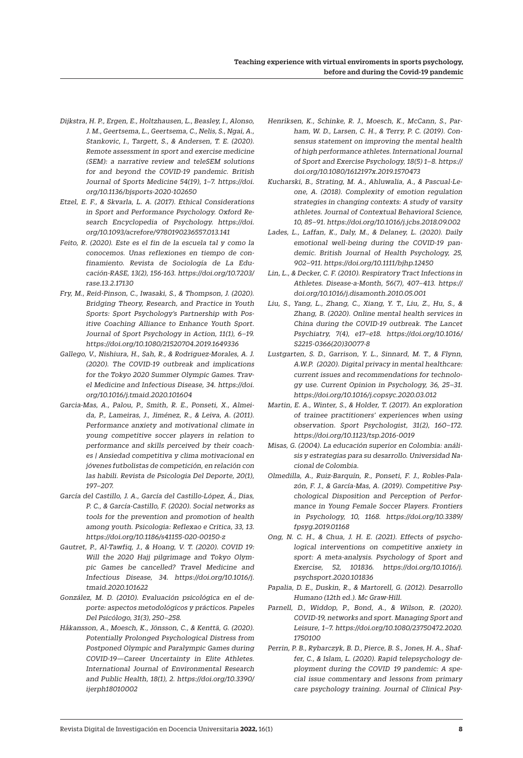*Dijkstra, H. P., Ergen, E., Holtzhausen, L., Beasley, I., Alonso, J. M., Geertsema, L., Geertsema, C., Nelis, S., Ngai, A., Stankovic, I., Targett, S., & Andersen, T. E. (2020). Remote assessment in sport and exercise medicine (SEM): a narrative review and teleSEM solutions for and beyond the COVID-19 pandemic. British Journal of Sports Medicine 54(19), 1–7. https://doi.org/10.1136/bjsports-2020-102650*

*Etzel, E. F., & Skvarla, L. A. (2017). Ethical Considerations in Sport and Performance Psychology. Oxford Research Encyclopedia of Psychology. https://doi.org/10.1093/acrefore/9780190236557.013.141*

*Feito, R. (2020). Este es el fin de la escuela tal y como la conocemos. Unas reflexiones en tiempo de confinamiento. Revista de Sociología de La Educación-RASE, 13(2), 156-163. https://doi.org/10.7203/rase.13.2.17130*

*Fry, M., Reid-Pinson, C., Iwasaki, S., & Thompson, J. (2020). Bridging Theory, Research, and Practice in Youth Sports: Sport Psychology's Partnership with Positive Coaching Alliance to Enhance Youth Sport. Journal of Sport Psychology in Action, 11(1), 6–19. https://doi.org/10.1080/21520704.2019.1649336*

*Gallego, V., Nishiura, H., Sah, R., & Rodriguez-Morales, A. J. (2020). The COVID-19 outbreak and implications for the Tokyo 2020 Summer Olympic Games. Travel Medicine and Infectious Disease, 34. https://doi.org/10.1016/j.tmaid.2020.101604*

*Garcia-Mas, A., Palou, P., Smith, R. E., Ponseti, X., Almeida, P., Lameiras, J., Jiménez, R., & Leiva, A. (2011). Performance anxiety and motivational climate in young competitive soccer players in relation to performance and skills perceived by their coaches | Ansiedad competitiva y clima motivacional en jóvenes futbolistas de competición, en relación con las habili. Revista de Psicologia Del Deporte, 20(1), 197–207.*

*García del Castillo, J. A., García del Castillo-López, Á., Dias, P. C., & García-Castillo, F. (2020). Social networks as tools for the prevention and promotion of health among youth. Psicologia: Reflexao e Critica, 33, 13. https://doi.org/10.1186/s41155-020-00150-z*

*Gautret, P., Al-Tawfiq, J., & Hoang, V. T. (2020). COVID 19: Will the 2020 Hajj pilgrimage and Tokyo Olympic Games be cancelled? Travel Medicine and Infectious Disease, 34. https://doi.org/10.1016/j.tmaid.2020.101622*

*González, M. D. (2010). Evaluación psicológica en el deporte: aspectos metodológicos y prácticos. Papeles Del Psicólogo, 31(3), 250–258.*

*Håkansson, A., Moesch, K., Jönsson, C., & Kenttä, G. (2020). Potentially Prolonged Psychological Distress from Postponed Olympic and Paralympic Games during COVID-19—Career Uncertainty in Elite Athletes. International Journal of Environmental Research and Public Health, 18(1), 2. https://doi.org/10.3390/ijerph18010002*

*Henriksen, K., Schinke, R. J., Moesch, K., McCann, S., Parham, W. D., Larsen, C. H., & Terry, P. C. (2019). Consensus statement on improving the mental health of high performance athletes. International Journal of Sport and Exercise Psychology, 18(5) 1–8. https://doi.org/10.1080/1612197x.2019.1570473*

*Kucharski, B., Strating, M. A., Ahluwalia, A., & Pascual-Leone, A. (2018). Complexity of emotion regulation strategies in changing contexts: A study of varsity athletes. Journal of Contextual Behavioral Science, 10, 85–91. https://doi.org/10.1016/j.jcbs.2018.09.002*

*Lades, L., Laffan, K., Daly, M., & Delaney, L. (2020). Daily emotional well-being during the COVID-19 pandemic. British Journal of Health Psychology, 25, 902–911. https://doi.org/10.1111/bjhp.12450*

*Lin, L., & Decker, C. F. (2010). Respiratory Tract Infections in Athletes. Disease-a-Month, 56(7), 407–413. https://doi.org/10.1016/j.disamonth.2010.05.001*

*Liu, S., Yang, L., Zhang, C., Xiang, Y. T., Liu, Z., Hu, S., & Zhang, B. (2020). Online mental health services in China during the COVID-19 outbreak. The Lancet Psychiatry, 7(4), e17–e18. https://doi.org/10.1016/S2215-0366(20)30077-8*

*Lustgarten, S. D., Garrison, Y. L., Sinnard, M. T., & Flynn, A.W.P. (2020). Digital privacy in mental healthcare: current issues and recommendations for technology use. Current Opinion in Psychology, 36, 25–31. https://doi.org/10.1016/j.copsyc.2020.03.012*

*Martin, E. A., Winter, S., & Holder, T. (2017). An exploration of trainee practitioners' experiences when using observation. Sport Psychologist, 31(2), 160–172. https://doi.org/10.1123/tsp.2016-0019*

*Misas, G. (2004). La educación superior en Colombia: análisis y estrategias para su desarrollo. Universidad Nacional de Colombia.*

*Olmedilla, A., Ruiz-Barquín, R., Ponseti, F. J., Robles-Palazón, F. J., & García-Mas, A. (2019). Competitive Psychological Disposition and Perception of Performance in Young Female Soccer Players. Frontiers in Psychology, 10, 1168. https://doi.org/10.3389/fpsyg.2019.01168*

*Ong, N. C. H., & Chua, J. H. E. (2021). Effects of psychological interventions on competitive anxiety in sport: A meta-analysis. Psychology of Sport and Exercise, 52, 101836. https://doi.org/10.1016/j.psychsport.2020.101836*

*Papalia, D. E., Duskin, R., & Martorell, G. (2012). Desarrollo Humano (12th ed.). Mc Graw-Hill.*

*Parnell, D., Widdop, P., Bond, A., & Wilson, R. (2020). COVID-19, networks and sport. Managing Sport and Leisure, 1–7. https://doi.org/10.1080/23750472.2020.1750100*

*Perrin, P. B., Rybarczyk, B. D., Pierce, B. S., Jones, H. A., Shaffer, C., & Islam, L. (2020). Rapid telepsychology deployment during the COVID 19 pandemic: A special issue commentary and lessons from primary care psychology training. Journal of Clinical Psy-*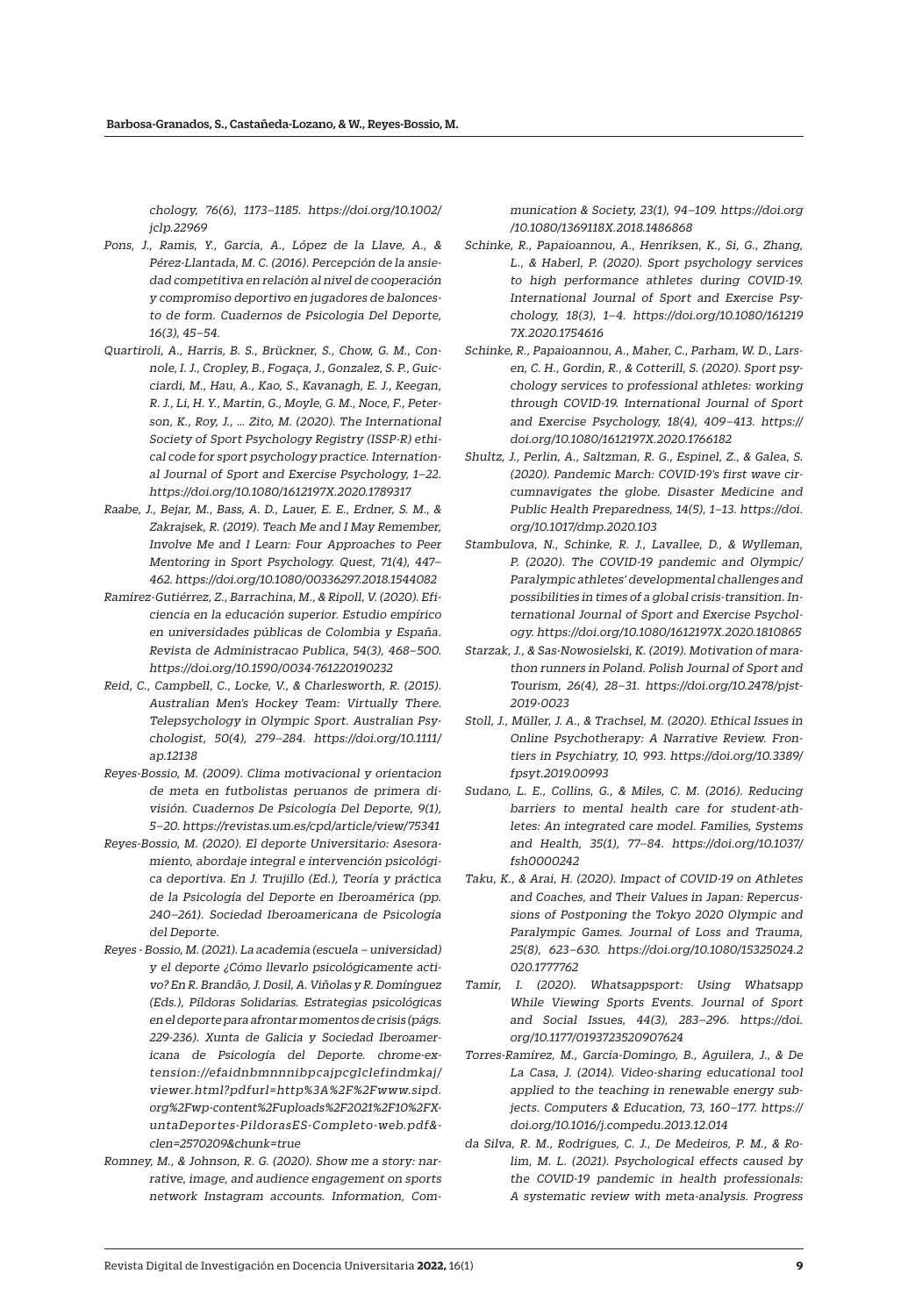*chology, 76(6), 1173–1185. https://doi.org/10.1002/jclp.22969*

*Pons, J., Ramis, Y., Garcia, A., López de la Llave, A., & Pérez-Llantada, M. C. (2016). Percepción de la ansiedad competitiva en relación al nivel de cooperación y compromiso deportivo en jugadores de baloncesto de form. Cuadernos de Psicologia Del Deporte, 16(3), 45–54.*

*Quartiroli, A., Harris, B. S., Brückner, S., Chow, G. M., Connole, I. J., Cropley, B., Fogaça, J., Gonzalez, S. P., Guicciardi, M., Hau, A., Kao, S., Kavanagh, E. J., Keegan, R. J., Li, H. Y., Martin, G., Moyle, G. M., Noce, F., Peterson, K., Roy, J., … Zito, M. (2020). The International Society of Sport Psychology Registry (ISSP-R) ethical code for sport psychology practice. International Journal of Sport and Exercise Psychology, 1–22. https://doi.org/10.1080/1612197X.2020.1789317*

*Raabe, J., Bejar, M., Bass, A. D., Lauer, E. E., Erdner, S. M., & Zakrajsek, R. (2019). Teach Me and I May Remember, Involve Me and I Learn: Four Approaches to Peer Mentoring in Sport Psychology. Quest, 71(4), 447–462. https://doi.org/10.1080/00336297.2018.1544082*

*Ramírez-Gutiérrez, Z., Barrachina, M., & Ripoll, V. (2020). Eficiencia en la educación superior. Estudio empírico en universidades públicas de Colombia y España. Revista de Administracao Publica, 54(3), 468–500. https://doi.org/10.1590/0034-761220190232*

*Reid, C., Campbell, C., Locke, V., & Charlesworth, R. (2015). Australian Men's Hockey Team: Virtually There. Telepsychology in Olympic Sport. Australian Psychologist, 50(4), 279–284. https://doi.org/10.1111/ap.12138*

*Reyes-Bossio, M. (2009). Clima motivacional y orientacion de meta en futbolistas peruanos de primera división. Cuadernos De Psicología Del Deporte, 9(1), 5–20. https://revistas.um.es/cpd/article/view/75341*

*Reyes-Bossio, M. (2020). El deporte Universitario: Asesoramiento, abordaje integral e intervención psicológica deportiva. En J. Trujillo (Ed.), Teoría y práctica de la Psicología del Deporte en Iberoamérica (pp. 240–261). Sociedad Iberoamericana de Psicología del Deporte.*

*Reyes - Bossio, M. (2021). La academia (escuela – universidad) y el deporte ¿Cómo llevarlo psicológicamente activo? En R. Brandão, J. Dosil, A. Viñolas y R. Domínguez (Eds.), Píldoras Solidarias. Estrategias psicológicas en el deporte para afrontar momentos de crisis (págs. 229-236). Xunta de Galicia y Sociedad Iberoamericana de Psicología del Deporte. chrome-extension://efaidnbmnnnibpcajpcglclefindmkaj/viewer.html?pdfurl=http%3A%2F%2Fwww.sipd.org%2Fwp-content%2Fuploads%2F2021%2F10%2FXuntaDeportes-PildorasES-Completo-web.pdf&clen=2570209&chunk=true*

*Romney, M., & Johnson, R. G. (2020). Show me a story: narrative, image, and audience engagement on sports network Instagram accounts. Information, Communication & Society, 23(1), 94–109. https://doi.org/10.1080/1369118X.2018.1486868*

*Schinke, R., Papaioannou, A., Henriksen, K., Si, G., Zhang, L., & Haberl, P. (2020). Sport psychology services to high performance athletes during COVID-19. International Journal of Sport and Exercise Psychology, 18(3), 1–4. https://doi.org/10.1080/1612197X.2020.1754616*

*Schinke, R., Papaioannou, A., Maher, C., Parham, W. D., Larsen, C. H., Gordin, R., & Cotterill, S. (2020). Sport psychology services to professional athletes: working through COVID-19. International Journal of Sport and Exercise Psychology, 18(4), 409–413. https://doi.org/10.1080/1612197X.2020.1766182*

*Shultz, J., Perlin, A., Saltzman, R. G., Espinel, Z., & Galea, S. (2020). Pandemic March: COVID-19's first wave circumnavigates the globe. Disaster Medicine and Public Health Preparedness, 14(5), 1–13. https://doi.org/10.1017/dmp.2020.103*

*Stambulova, N., Schinke, R. J., Lavallee, D., & Wylleman, P. (2020). The COVID-19 pandemic and Olympic/Paralympic athletes' developmental challenges and possibilities in times of a global crisis-transition. International Journal of Sport and Exercise Psychology. https://doi.org/10.1080/1612197X.2020.1810865*

*Starzak, J., & Sas-Nowosielski, K. (2019). Motivation of marathon runners in Poland. Polish Journal of Sport and Tourism, 26(4), 28–31. https://doi.org/10.2478/pjst-2019-0023*

*Stoll, J., Müller, J. A., & Trachsel, M. (2020). Ethical Issues in Online Psychotherapy: A Narrative Review. Frontiers in Psychiatry, 10, 993. https://doi.org/10.3389/fpsyt.2019.00993*

*Sudano, L. E., Collins, G., & Miles, C. M. (2016). Reducing barriers to mental health care for student-athletes: An integrated care model. Families, Systems and Health, 35(1), 77–84. https://doi.org/10.1037/fsh0000242*

*Taku, K., & Arai, H. (2020). Impact of COVID-19 on Athletes and Coaches, and Their Values in Japan: Repercussions of Postponing the Tokyo 2020 Olympic and Paralympic Games. Journal of Loss and Trauma, 25(8), 623–630. https://doi.org/10.1080/15325024.2020.1777762*

*Tamir, I. (2020). Whatsappsport: Using Whatsapp While Viewing Sports Events. Journal of Sport and Social Issues, 44(3), 283–296. https://doi.org/10.1177/0193723520907624*

*Torres-Ramírez, M., García-Domingo, B., Aguilera, J., & De La Casa, J. (2014). Video-sharing educational tool applied to the teaching in renewable energy subjects. Computers & Education, 73, 160–177. https://doi.org/10.1016/j.compedu.2013.12.014*

*da Silva, R. M., Rodrigues, C. J., De Medeiros, P. M., & Rolim, M. L. (2021). Psychological effects caused by the COVID-19 pandemic in health professionals: A systematic review with meta-analysis. Progress*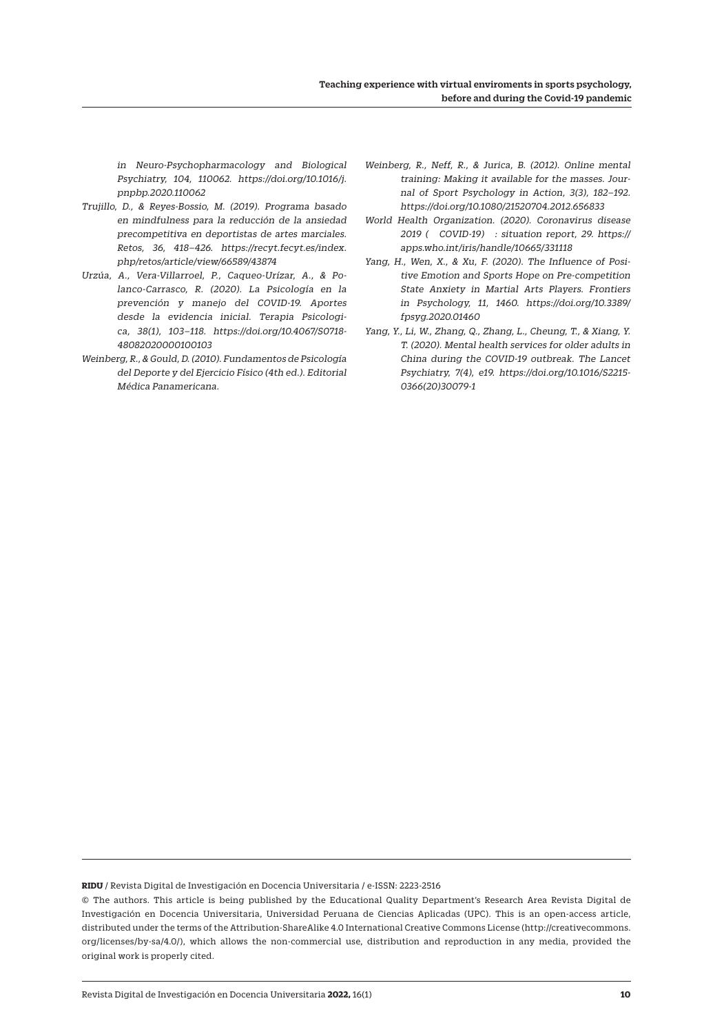*in Neuro-Psychopharmacology and Biological Psychiatry, 104, 110062. https://doi.org/10.1016/j.pnpbp.2020.110062*

*Trujillo, D., & Reyes-Bossio, M. (2019). Programa basado en mindfulness para la reducción de la ansiedad precompetitiva en deportistas de artes marciales. Retos, 36, 418–426. https://recyt.fecyt.es/index.php/retos/article/view/66589/43874*

*Urzúa, A., Vera-Villarroel, P., Caqueo-Urízar, A., & Polanco-Carrasco, R. (2020). La Psicología en la prevención y manejo del COVID-19. Aportes desde la evidencia inicial. Terapia Psicologica, 38(1), 103–118. https://doi.org/10.4067/S0718-48082020000100103*

*Weinberg, R., & Gould, D. (2010). Fundamentos de Psicología del Deporte y del Ejercicio Físico (4th ed.). Editorial Médica Panamericana.*

*Weinberg, R., Neff, R., & Jurica, B. (2012). Online mental training: Making it available for the masses. Journal of Sport Psychology in Action, 3(3), 182–192. https://doi.org/10.1080/21520704.2012.656833*

*World Health Organization. (2020). Coronavirus disease 2019 ( COVID-19) : situation report, 29. https://apps.who.int/iris/handle/10665/331118*

*Yang, H., Wen, X., & Xu, F. (2020). The Influence of Positive Emotion and Sports Hope on Pre-competition State Anxiety in Martial Arts Players. Frontiers in Psychology, 11, 1460. https://doi.org/10.3389/fpsyg.2020.01460*

*Yang, Y., Li, W., Zhang, Q., Zhang, L., Cheung, T., & Xiang, Y. T. (2020). Mental health services for older adults in China during the COVID-19 outbreak. The Lancet Psychiatry, 7(4), e19. https://doi.org/10.1016/S2215-0366(20)30079-1*

**RIDU** / Revista Digital de Investigación en Docencia Universitaria / e-ISSN: 2223-2516

© The authors. This article is being published by the Educational Quality Department's Research Area Revista Digital de Investigación en Docencia Universitaria, Universidad Peruana de Ciencias Aplicadas (UPC). This is an open-access article, distributed under the terms of the Attribution-ShareAlike 4.0 International Creative Commons License (http://creativecommons.org/licenses/by-sa/4.0/), which allows the non-commercial use, distribution and reproduction in any media, provided the original work is properly cited.